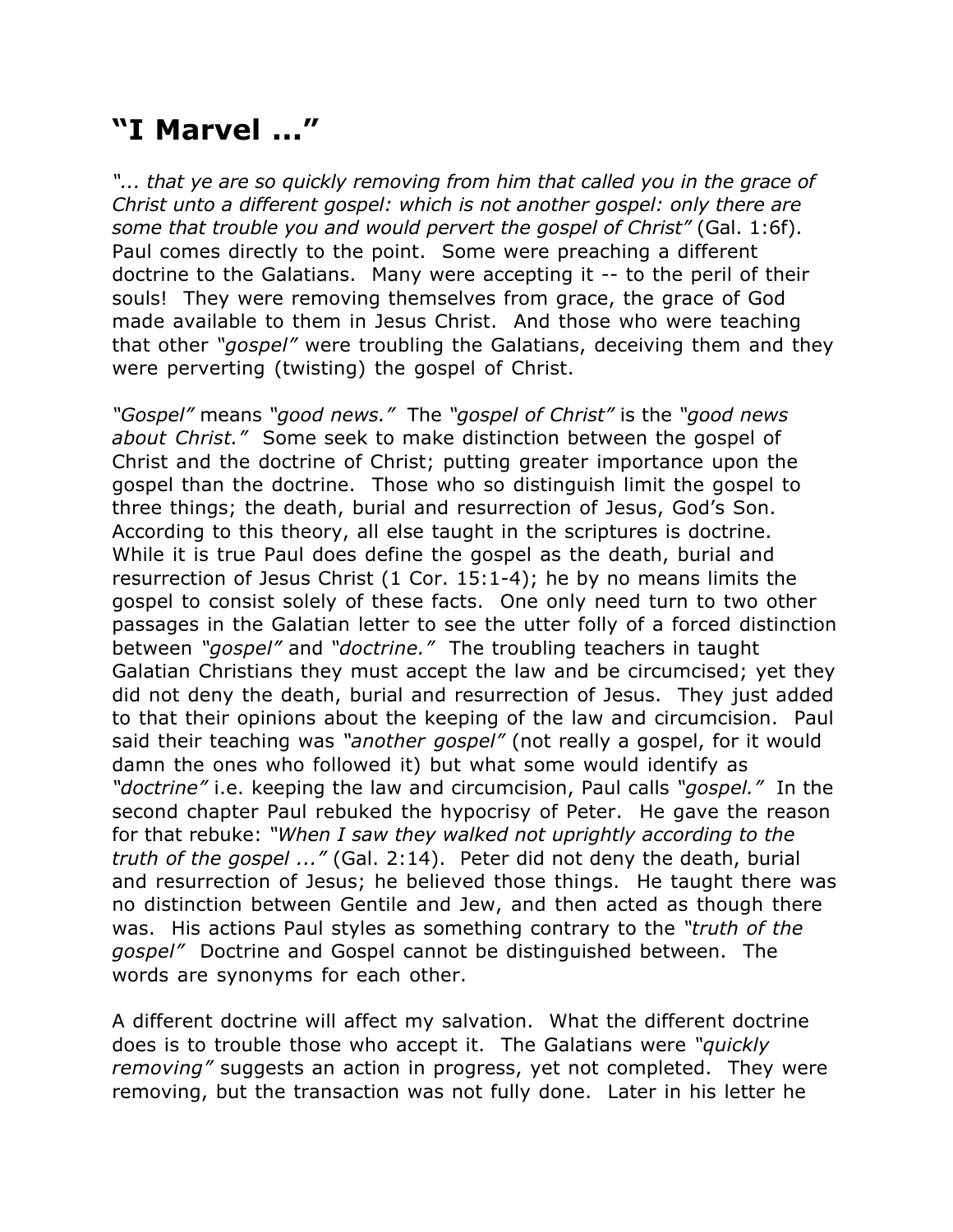# "I Marvel ..."

*"... that ye are so quickly removing from him that called you in the grace of Christ unto a different gospel: which is not another gospel: only there are some that trouble you and would pervert the gospel of Christ"* (Gal. 1:6f). Paul comes directly to the point. Some were preaching a different doctrine to the Galatians. Many were accepting it -- to the peril of their souls! They were removing themselves from grace, the grace of God made available to them in Jesus Christ. And those who were teaching that other *"gospel"* were troubling the Galatians, deceiving them and they were perverting (twisting) the gospel of Christ.

*"Gospel"* means *"good news."* The *"gospel of Christ"* is the *"good news about Christ."* Some seek to make distinction between the gospel of Christ and the doctrine of Christ; putting greater importance upon the gospel than the doctrine. Those who so distinguish limit the gospel to three things; the death, burial and resurrection of Jesus, God's Son. According to this theory, all else taught in the scriptures is doctrine. While it is true Paul does define the gospel as the death, burial and resurrection of Jesus Christ (1 Cor. 15:1-4); he by no means limits the gospel to consist solely of these facts. One only need turn to two other passages in the Galatian letter to see the utter folly of a forced distinction between *"gospel"* and *"doctrine."* The troubling teachers in taught Galatian Christians they must accept the law and be circumcised; yet they did not deny the death, burial and resurrection of Jesus. They just added to that their opinions about the keeping of the law and circumcision. Paul said their teaching was *"another gospel"* (not really a gospel, for it would damn the ones who followed it) but what some would identify as *"doctrine"* i.e. keeping the law and circumcision, Paul calls *"gospel."* In the second chapter Paul rebuked the hypocrisy of Peter. He gave the reason for that rebuke: *"When I saw they walked not uprightly according to the truth of the gospel ..."* (Gal. 2:14). Peter did not deny the death, burial and resurrection of Jesus; he believed those things. He taught there was no distinction between Gentile and Jew, and then acted as though there was. His actions Paul styles as something contrary to the *"truth of the gospel"* Doctrine and Gospel cannot be distinguished between. The words are synonyms for each other.

A different doctrine will affect my salvation. What the different doctrine does is to trouble those who accept it. The Galatians were *"quickly removing"* suggests an action in progress, yet not completed. They were removing, but the transaction was not fully done. Later in his letter he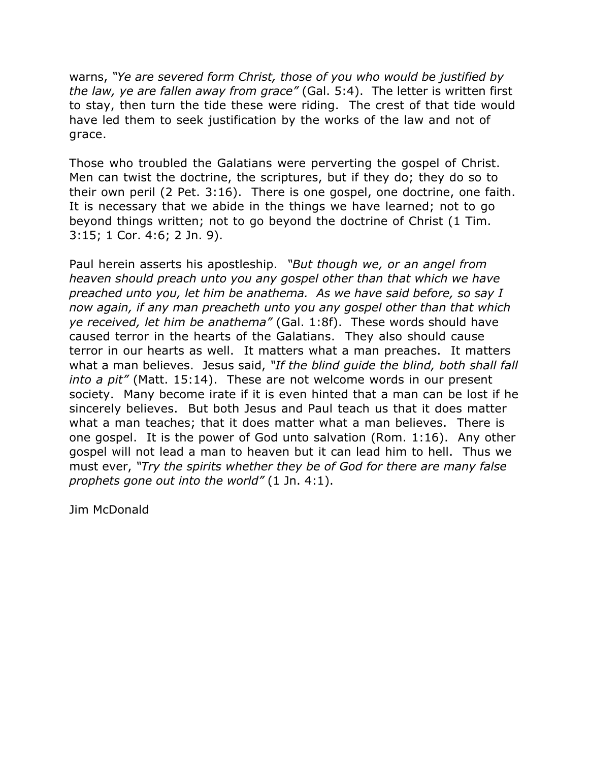warns, *"Ye are severed form Christ, those of you who would be justified by the law, ye are fallen away from grace"* (Gal. 5:4). The letter is written first to stay, then turn the tide these were riding. The crest of that tide would have led them to seek justification by the works of the law and not of grace.

Those who troubled the Galatians were perverting the gospel of Christ. Men can twist the doctrine, the scriptures, but if they do; they do so to their own peril (2 Pet. 3:16). There is one gospel, one doctrine, one faith. It is necessary that we abide in the things we have learned; not to go beyond things written; not to go beyond the doctrine of Christ (1 Tim. 3:15; 1 Cor. 4:6; 2 Jn. 9).

Paul herein asserts his apostleship. *"But though we, or an angel from heaven should preach unto you any gospel other than that which we have preached unto you, let him be anathema. As we have said before, so say I now again, if any man preacheth unto you any gospel other than that which ye received, let him be anathema"* (Gal. 1:8f). These words should have caused terror in the hearts of the Galatians. They also should cause terror in our hearts as well. It matters what a man preaches. It matters what a man believes. Jesus said, *"If the blind guide the blind, both shall fall into a pit"* (Matt. 15:14). These are not welcome words in our present society. Many become irate if it is even hinted that a man can be lost if he sincerely believes. But both Jesus and Paul teach us that it does matter what a man teaches; that it does matter what a man believes. There is one gospel. It is the power of God unto salvation (Rom. 1:16). Any other gospel will not lead a man to heaven but it can lead him to hell. Thus we must ever, *"Try the spirits whether they be of God for there are many false prophets gone out into the world"* (1 Jn. 4:1).

Jim McDonald